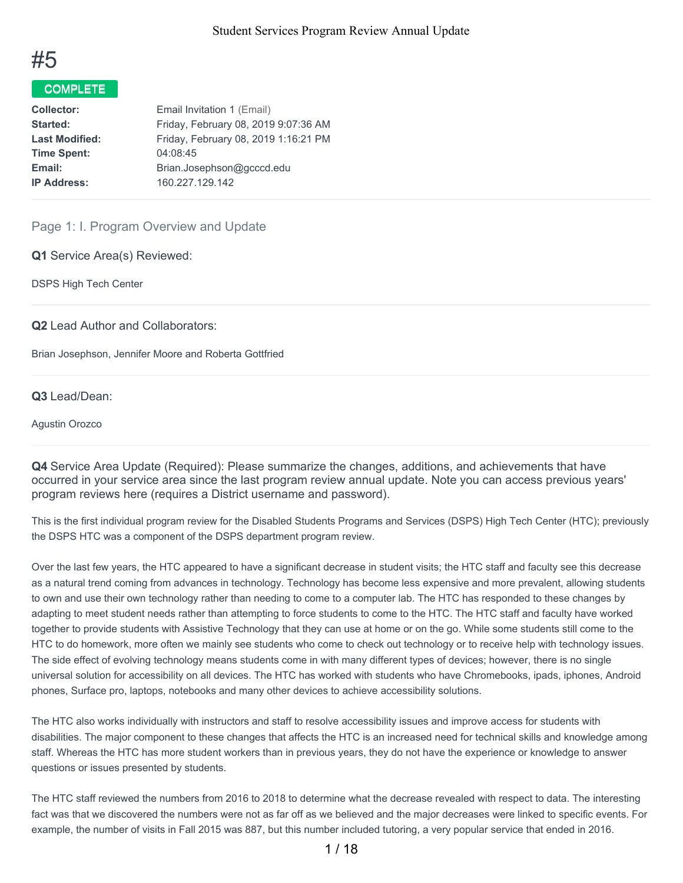# #5

**COMPLETE**

| | |
|---|---|
| **Collector:** | Email Invitation 1 (Email) |
| **Started:** | Friday, February 08, 2019 9:07:36 AM |
| **Last Modified:** | Friday, February 08, 2019 1:16:21 PM |
| **Time Spent:** | 04:08:45 |
| **Email:** | Brian.Josephson@gcccd.edu |
| **IP Address:** | 160.227.129.142 |

## Page 1: I. Program Overview and Update

**Q1** Service Area(s) Reviewed:

DSPS High Tech Center

**Q2** Lead Author and Collaborators:

Brian Josephson, Jennifer Moore and Roberta Gottfried

**Q3** Lead/Dean:

Agustin Orozco

**Q4** Service Area Update (Required): Please summarize the changes, additions, and achievements that have occurred in your service area since the last program review annual update. Note you can access previous years' program reviews here (requires a District username and password).

This is the first individual program review for the Disabled Students Programs and Services (DSPS) High Tech Center (HTC); previously the DSPS HTC was a component of the DSPS department program review.

Over the last few years, the HTC appeared to have a significant decrease in student visits; the HTC staff and faculty see this decrease as a natural trend coming from advances in technology. Technology has become less expensive and more prevalent, allowing students to own and use their own technology rather than needing to come to a computer lab. The HTC has responded to these changes by adapting to meet student needs rather than attempting to force students to come to the HTC. The HTC staff and faculty have worked together to provide students with Assistive Technology that they can use at home or on the go. While some students still come to the HTC to do homework, more often we mainly see students who come to check out technology or to receive help with technology issues. The side effect of evolving technology means students come in with many different types of devices; however, there is no single universal solution for accessibility on all devices. The HTC has worked with students who have Chromebooks, ipads, iphones, Android phones, Surface pro, laptops, notebooks and many other devices to achieve accessibility solutions.

The HTC also works individually with instructors and staff to resolve accessibility issues and improve access for students with disabilities. The major component to these changes that affects the HTC is an increased need for technical skills and knowledge among staff. Whereas the HTC has more student workers than in previous years, they do not have the experience or knowledge to answer questions or issues presented by students.

The HTC staff reviewed the numbers from 2016 to 2018 to determine what the decrease revealed with respect to data. The interesting fact was that we discovered the numbers were not as far off as we believed and the major decreases were linked to specific events. For example, the number of visits in Fall 2015 was 887, but this number included tutoring, a very popular service that ended in 2016.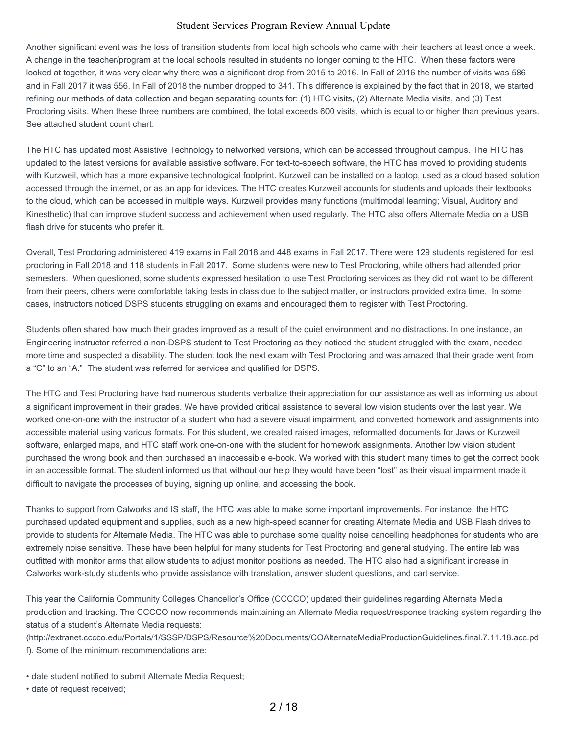Another significant event was the loss of transition students from local high schools who came with their teachers at least once a week. A change in the teacher/program at the local schools resulted in students no longer coming to the HTC. When these factors were looked at together, it was very clear why there was a significant drop from 2015 to 2016. In Fall of 2016 the number of visits was 586 and in Fall 2017 it was 556. In Fall of 2018 the number dropped to 341. This difference is explained by the fact that in 2018, we started refining our methods of data collection and began separating counts for: (1) HTC visits, (2) Alternate Media visits, and (3) Test Proctoring visits. When these three numbers are combined, the total exceeds 600 visits, which is equal to or higher than previous years. See attached student count chart.

The HTC has updated most Assistive Technology to networked versions, which can be accessed throughout campus. The HTC has updated to the latest versions for available assistive software. For text-to-speech software, the HTC has moved to providing students with Kurzweil, which has a more expansive technological footprint. Kurzweil can be installed on a laptop, used as a cloud based solution accessed through the internet, or as an app for idevices. The HTC creates Kurzweil accounts for students and uploads their textbooks to the cloud, which can be accessed in multiple ways. Kurzweil provides many functions (multimodal learning; Visual, Auditory and Kinesthetic) that can improve student success and achievement when used regularly. The HTC also offers Alternate Media on a USB flash drive for students who prefer it.

Overall, Test Proctoring administered 419 exams in Fall 2018 and 448 exams in Fall 2017. There were 129 students registered for test proctoring in Fall 2018 and 118 students in Fall 2017. Some students were new to Test Proctoring, while others had attended prior semesters. When questioned, some students expressed hesitation to use Test Proctoring services as they did not want to be different from their peers, others were comfortable taking tests in class due to the subject matter, or instructors provided extra time. In some cases, instructors noticed DSPS students struggling on exams and encouraged them to register with Test Proctoring.

Students often shared how much their grades improved as a result of the quiet environment and no distractions. In one instance, an Engineering instructor referred a non-DSPS student to Test Proctoring as they noticed the student struggled with the exam, needed more time and suspected a disability. The student took the next exam with Test Proctoring and was amazed that their grade went from a "C" to an "A." The student was referred for services and qualified for DSPS.

The HTC and Test Proctoring have had numerous students verbalize their appreciation for our assistance as well as informing us about a significant improvement in their grades. We have provided critical assistance to several low vision students over the last year. We worked one-on-one with the instructor of a student who had a severe visual impairment, and converted homework and assignments into accessible material using various formats. For this student, we created raised images, reformatted documents for Jaws or Kurzweil software, enlarged maps, and HTC staff work one-on-one with the student for homework assignments. Another low vision student purchased the wrong book and then purchased an inaccessible e-book. We worked with this student many times to get the correct book in an accessible format. The student informed us that without our help they would have been "lost" as their visual impairment made it difficult to navigate the processes of buying, signing up online, and accessing the book.

Thanks to support from Calworks and IS staff, the HTC was able to make some important improvements. For instance, the HTC purchased updated equipment and supplies, such as a new high-speed scanner for creating Alternate Media and USB Flash drives to provide to students for Alternate Media. The HTC was able to purchase some quality noise cancelling headphones for students who are extremely noise sensitive. These have been helpful for many students for Test Proctoring and general studying. The entire lab was outfitted with monitor arms that allow students to adjust monitor positions as needed. The HTC also had a significant increase in Calworks work-study students who provide assistance with translation, answer student questions, and cart service.

This year the California Community Colleges Chancellor's Office (CCCCO) updated their guidelines regarding Alternate Media production and tracking. The CCCCO now recommends maintaining an Alternate Media request/response tracking system regarding the status of a student's Alternate Media requests: (http://extranet.cccco.edu/Portals/1/SSSP/DSPS/Resource%20Documents/COAlternateMediaProductionGuidelines.final.7.11.18.acc.pdf). Some of the minimum recommendations are:

- date student notified to submit Alternate Media Request;
- date of request received;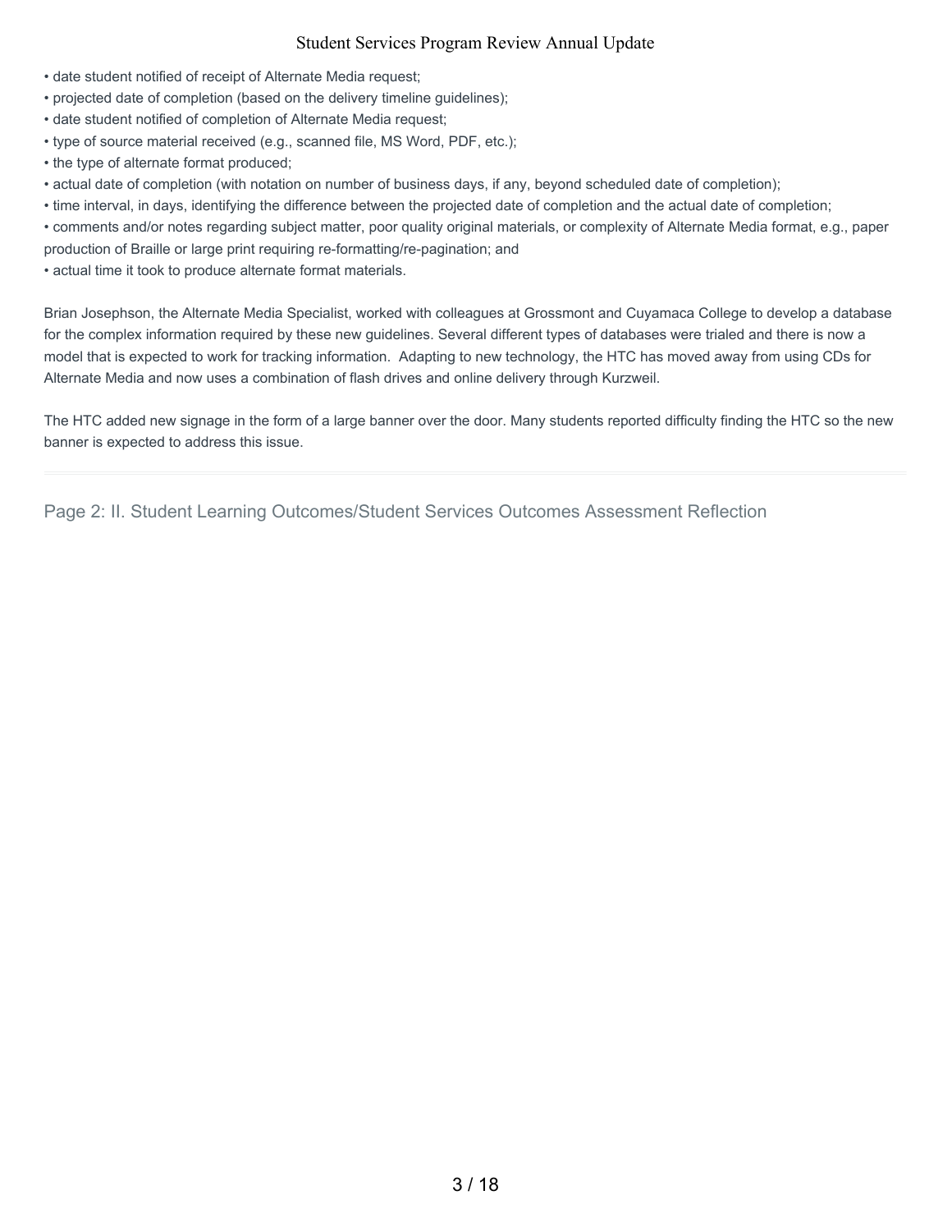- date student notified of receipt of Alternate Media request;
- projected date of completion (based on the delivery timeline guidelines);
- date student notified of completion of Alternate Media request;
- type of source material received (e.g., scanned file, MS Word, PDF, etc.);
- the type of alternate format produced;
- actual date of completion (with notation on number of business days, if any, beyond scheduled date of completion);
- time interval, in days, identifying the difference between the projected date of completion and the actual date of completion;
- comments and/or notes regarding subject matter, poor quality original materials, or complexity of Alternate Media format, e.g., paper production of Braille or large print requiring re-formatting/re-pagination; and
- actual time it took to produce alternate format materials.

Brian Josephson, the Alternate Media Specialist, worked with colleagues at Grossmont and Cuyamaca College to develop a database for the complex information required by these new guidelines. Several different types of databases were trialed and there is now a model that is expected to work for tracking information. Adapting to new technology, the HTC has moved away from using CDs for Alternate Media and now uses a combination of flash drives and online delivery through Kurzweil.

The HTC added new signage in the form of a large banner over the door. Many students reported difficulty finding the HTC so the new banner is expected to address this issue.

## Page 2: II. Student Learning Outcomes/Student Services Outcomes Assessment Reflection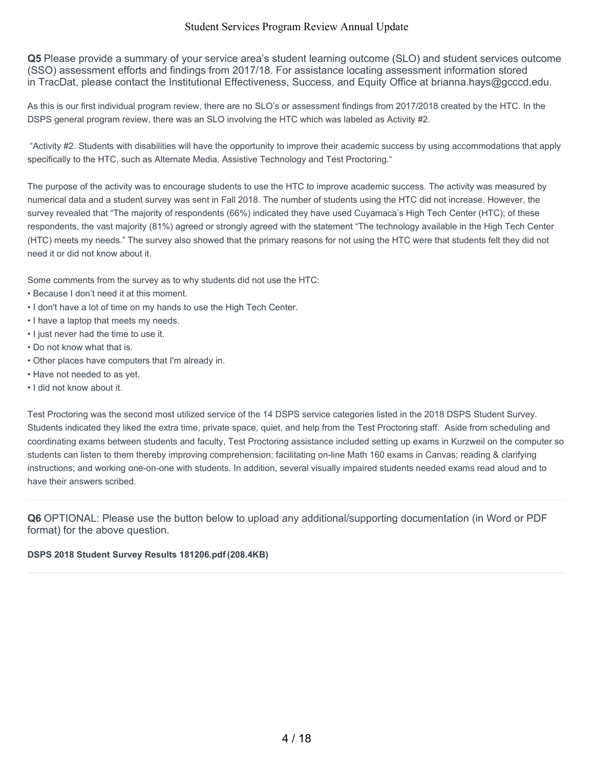**Q5** Please provide a summary of your service area's student learning outcome (SLO) and student services outcome (SSO) assessment efforts and findings from 2017/18. For assistance locating assessment information stored in TracDat, please contact the Institutional Effectiveness, Success, and Equity Office at brianna.hays@gcccd.edu.

As this is our first individual program review, there are no SLO's or assessment findings from 2017/2018 created by the HTC. In the DSPS general program review, there was an SLO involving the HTC which was labeled as Activity #2.

"Activity #2. Students with disabilities will have the opportunity to improve their academic success by using accommodations that apply specifically to the HTC, such as Alternate Media, Assistive Technology and Test Proctoring."

The purpose of the activity was to encourage students to use the HTC to improve academic success. The activity was measured by numerical data and a student survey was sent in Fall 2018. The number of students using the HTC did not increase. However, the survey revealed that "The majority of respondents (66%) indicated they have used Cuyamaca's High Tech Center (HTC); of these respondents, the vast majority (81%) agreed or strongly agreed with the statement "The technology available in the High Tech Center (HTC) meets my needs." The survey also showed that the primary reasons for not using the HTC were that students felt they did not need it or did not know about it.

Some comments from the survey as to why students did not use the HTC:

- Because I don't need it at this moment.
- I don't have a lot of time on my hands to use the High Tech Center.
- I have a laptop that meets my needs.
- I just never had the time to use it.
- Do not know what that is.
- Other places have computers that I'm already in.
- Have not needed to as yet.
- I did not know about it.

Test Proctoring was the second most utilized service of the 14 DSPS service categories listed in the 2018 DSPS Student Survey. Students indicated they liked the extra time, private space, quiet, and help from the Test Proctoring staff. Aside from scheduling and coordinating exams between students and faculty, Test Proctoring assistance included setting up exams in Kurzweil on the computer so students can listen to them thereby improving comprehension; facilitating on-line Math 160 exams in Canvas; reading & clarifying instructions; and working one-on-one with students. In addition, several visually impaired students needed exams read aloud and to have their answers scribed.

---

**Q6** OPTIONAL: Please use the button below to upload any additional/supporting documentation (in Word or PDF format) for the above question.

**DSPS 2018 Student Survey Results 181206.pdf (208.4KB)**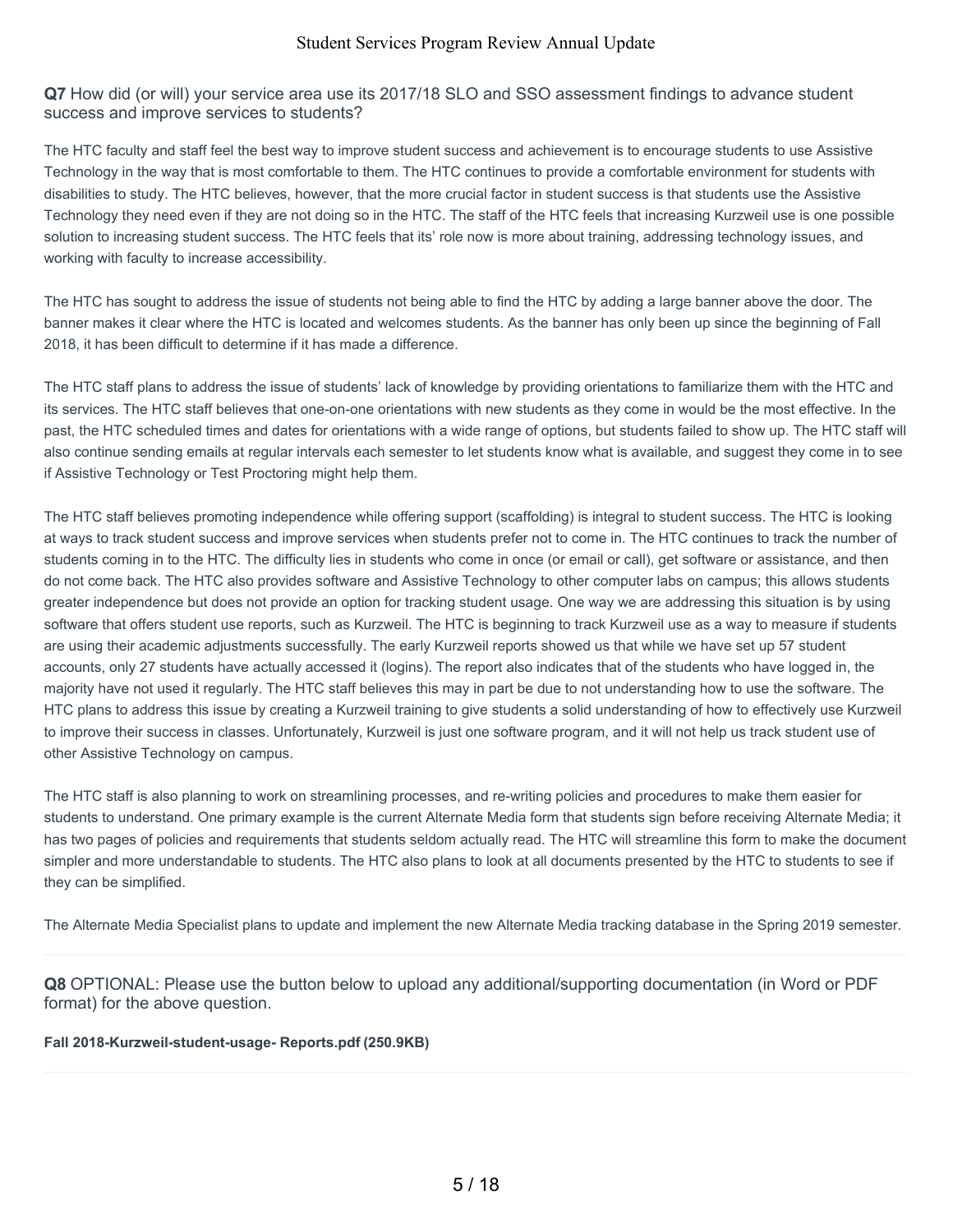**Q7** How did (or will) your service area use its 2017/18 SLO and SSO assessment findings to advance student success and improve services to students?

The HTC faculty and staff feel the best way to improve student success and achievement is to encourage students to use Assistive Technology in the way that is most comfortable to them. The HTC continues to provide a comfortable environment for students with disabilities to study. The HTC believes, however, that the more crucial factor in student success is that students use the Assistive Technology they need even if they are not doing so in the HTC. The staff of the HTC feels that increasing Kurzweil use is one possible solution to increasing student success. The HTC feels that its' role now is more about training, addressing technology issues, and working with faculty to increase accessibility.

The HTC has sought to address the issue of students not being able to find the HTC by adding a large banner above the door. The banner makes it clear where the HTC is located and welcomes students. As the banner has only been up since the beginning of Fall 2018, it has been difficult to determine if it has made a difference.

The HTC staff plans to address the issue of students' lack of knowledge by providing orientations to familiarize them with the HTC and its services. The HTC staff believes that one-on-one orientations with new students as they come in would be the most effective. In the past, the HTC scheduled times and dates for orientations with a wide range of options, but students failed to show up. The HTC staff will also continue sending emails at regular intervals each semester to let students know what is available, and suggest they come in to see if Assistive Technology or Test Proctoring might help them.

The HTC staff believes promoting independence while offering support (scaffolding) is integral to student success. The HTC is looking at ways to track student success and improve services when students prefer not to come in. The HTC continues to track the number of students coming in to the HTC. The difficulty lies in students who come in once (or email or call), get software or assistance, and then do not come back. The HTC also provides software and Assistive Technology to other computer labs on campus; this allows students greater independence but does not provide an option for tracking student usage. One way we are addressing this situation is by using software that offers student use reports, such as Kurzweil. The HTC is beginning to track Kurzweil use as a way to measure if students are using their academic adjustments successfully. The early Kurzweil reports showed us that while we have set up 57 student accounts, only 27 students have actually accessed it (logins). The report also indicates that of the students who have logged in, the majority have not used it regularly. The HTC staff believes this may in part be due to not understanding how to use the software. The HTC plans to address this issue by creating a Kurzweil training to give students a solid understanding of how to effectively use Kurzweil to improve their success in classes. Unfortunately, Kurzweil is just one software program, and it will not help us track student use of other Assistive Technology on campus.

The HTC staff is also planning to work on streamlining processes, and re-writing policies and procedures to make them easier for students to understand. One primary example is the current Alternate Media form that students sign before receiving Alternate Media; it has two pages of policies and requirements that students seldom actually read. The HTC will streamline this form to make the document simpler and more understandable to students. The HTC also plans to look at all documents presented by the HTC to students to see if they can be simplified.

The Alternate Media Specialist plans to update and implement the new Alternate Media tracking database in the Spring 2019 semester.

---

**Q8** OPTIONAL: Please use the button below to upload any additional/supporting documentation (in Word or PDF format) for the above question.

**Fall 2018-Kurzweil-student-usage- Reports.pdf (250.9KB)**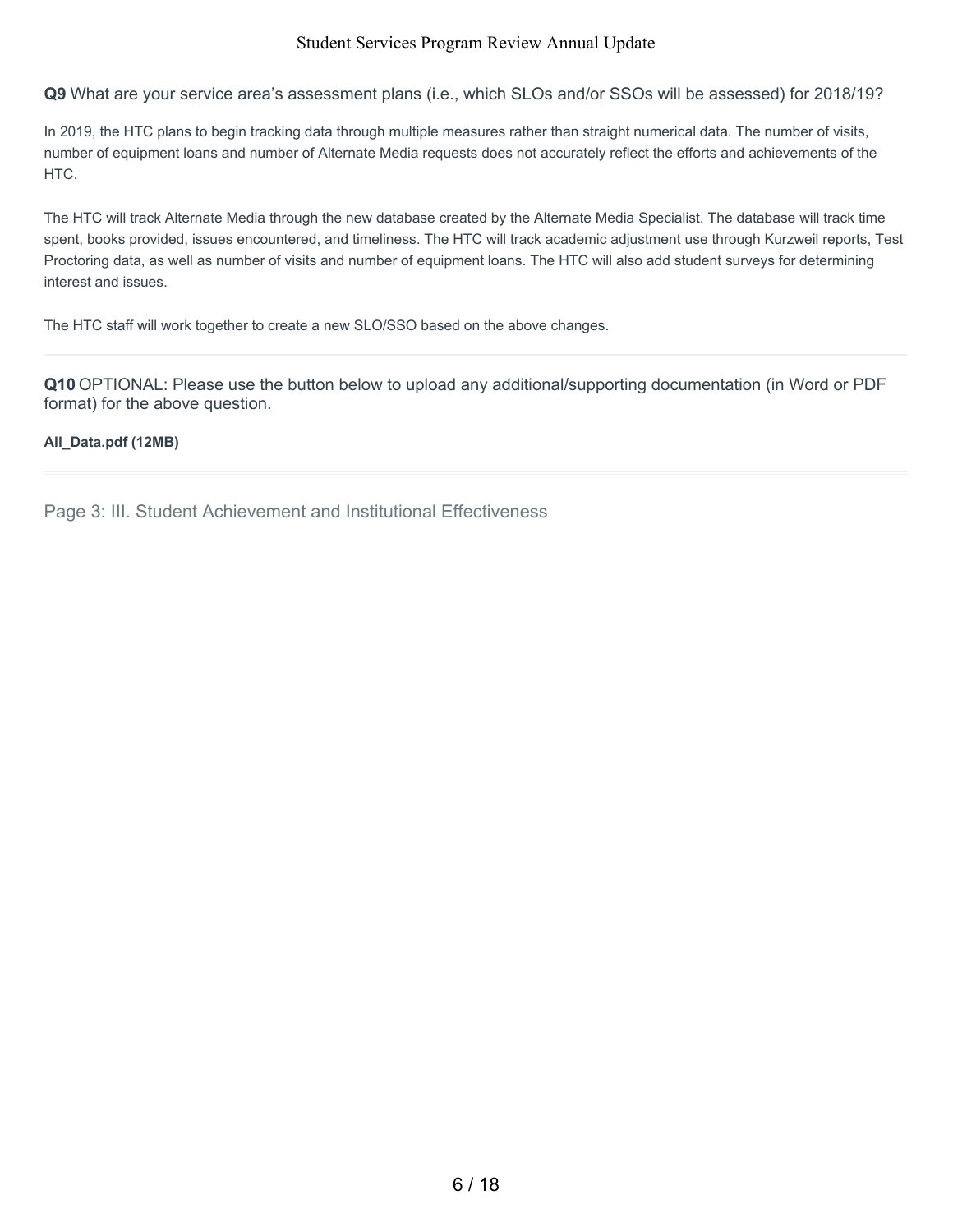**Q9** What are your service area's assessment plans (i.e., which SLOs and/or SSOs will be assessed) for 2018/19?

In 2019, the HTC plans to begin tracking data through multiple measures rather than straight numerical data. The number of visits, number of equipment loans and number of Alternate Media requests does not accurately reflect the efforts and achievements of the HTC.

The HTC will track Alternate Media through the new database created by the Alternate Media Specialist. The database will track time spent, books provided, issues encountered, and timeliness. The HTC will track academic adjustment use through Kurzweil reports, Test Proctoring data, as well as number of visits and number of equipment loans. The HTC will also add student surveys for determining interest and issues.

The HTC staff will work together to create a new SLO/SSO based on the above changes.

---

**Q10** OPTIONAL: Please use the button below to upload any additional/supporting documentation (in Word or PDF format) for the above question.

**All_Data.pdf (12MB)**

---

## Page 3: III. Student Achievement and Institutional Effectiveness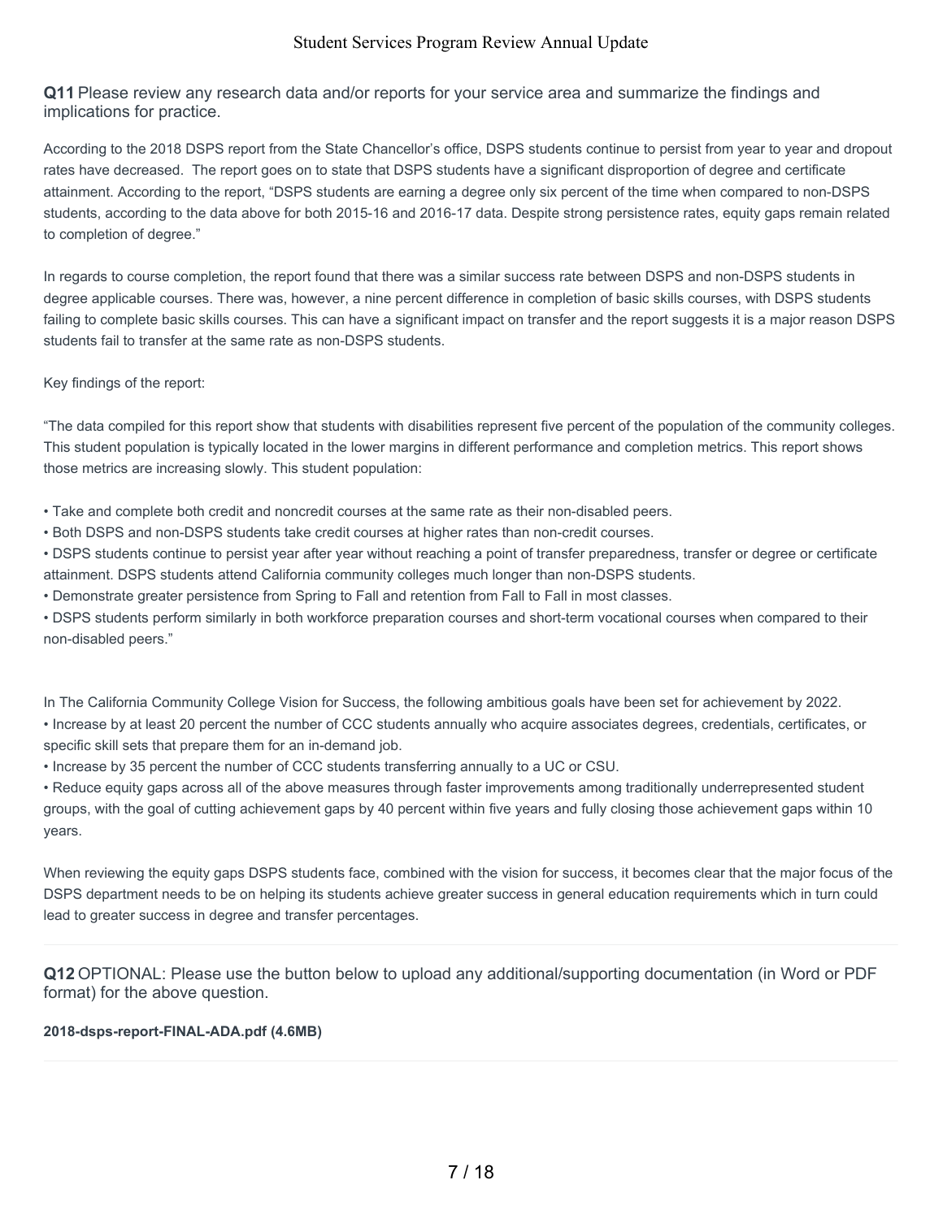**Q11** Please review any research data and/or reports for your service area and summarize the findings and implications for practice.

According to the 2018 DSPS report from the State Chancellor's office, DSPS students continue to persist from year to year and dropout rates have decreased. The report goes on to state that DSPS students have a significant disproportion of degree and certificate attainment. According to the report, "DSPS students are earning a degree only six percent of the time when compared to non-DSPS students, according to the data above for both 2015-16 and 2016-17 data. Despite strong persistence rates, equity gaps remain related to completion of degree."

In regards to course completion, the report found that there was a similar success rate between DSPS and non-DSPS students in degree applicable courses. There was, however, a nine percent difference in completion of basic skills courses, with DSPS students failing to complete basic skills courses. This can have a significant impact on transfer and the report suggests it is a major reason DSPS students fail to transfer at the same rate as non-DSPS students.

Key findings of the report:

"The data compiled for this report show that students with disabilities represent five percent of the population of the community colleges. This student population is typically located in the lower margins in different performance and completion metrics. This report shows those metrics are increasing slowly. This student population:

- Take and complete both credit and noncredit courses at the same rate as their non-disabled peers.
- Both DSPS and non-DSPS students take credit courses at higher rates than non-credit courses.
- DSPS students continue to persist year after year without reaching a point of transfer preparedness, transfer or degree or certificate attainment. DSPS students attend California community colleges much longer than non-DSPS students.
- Demonstrate greater persistence from Spring to Fall and retention from Fall to Fall in most classes.
- DSPS students perform similarly in both workforce preparation courses and short-term vocational courses when compared to their non-disabled peers."

In The California Community College Vision for Success, the following ambitious goals have been set for achievement by 2022.

- Increase by at least 20 percent the number of CCC students annually who acquire associates degrees, credentials, certificates, or specific skill sets that prepare them for an in-demand job.
- Increase by 35 percent the number of CCC students transferring annually to a UC or CSU.
- Reduce equity gaps across all of the above measures through faster improvements among traditionally underrepresented student groups, with the goal of cutting achievement gaps by 40 percent within five years and fully closing those achievement gaps within 10 years.

When reviewing the equity gaps DSPS students face, combined with the vision for success, it becomes clear that the major focus of the DSPS department needs to be on helping its students achieve greater success in general education requirements which in turn could lead to greater success in degree and transfer percentages.

**Q12** OPTIONAL: Please use the button below to upload any additional/supporting documentation (in Word or PDF format) for the above question.

**2018-dsps-report-FINAL-ADA.pdf (4.6MB)**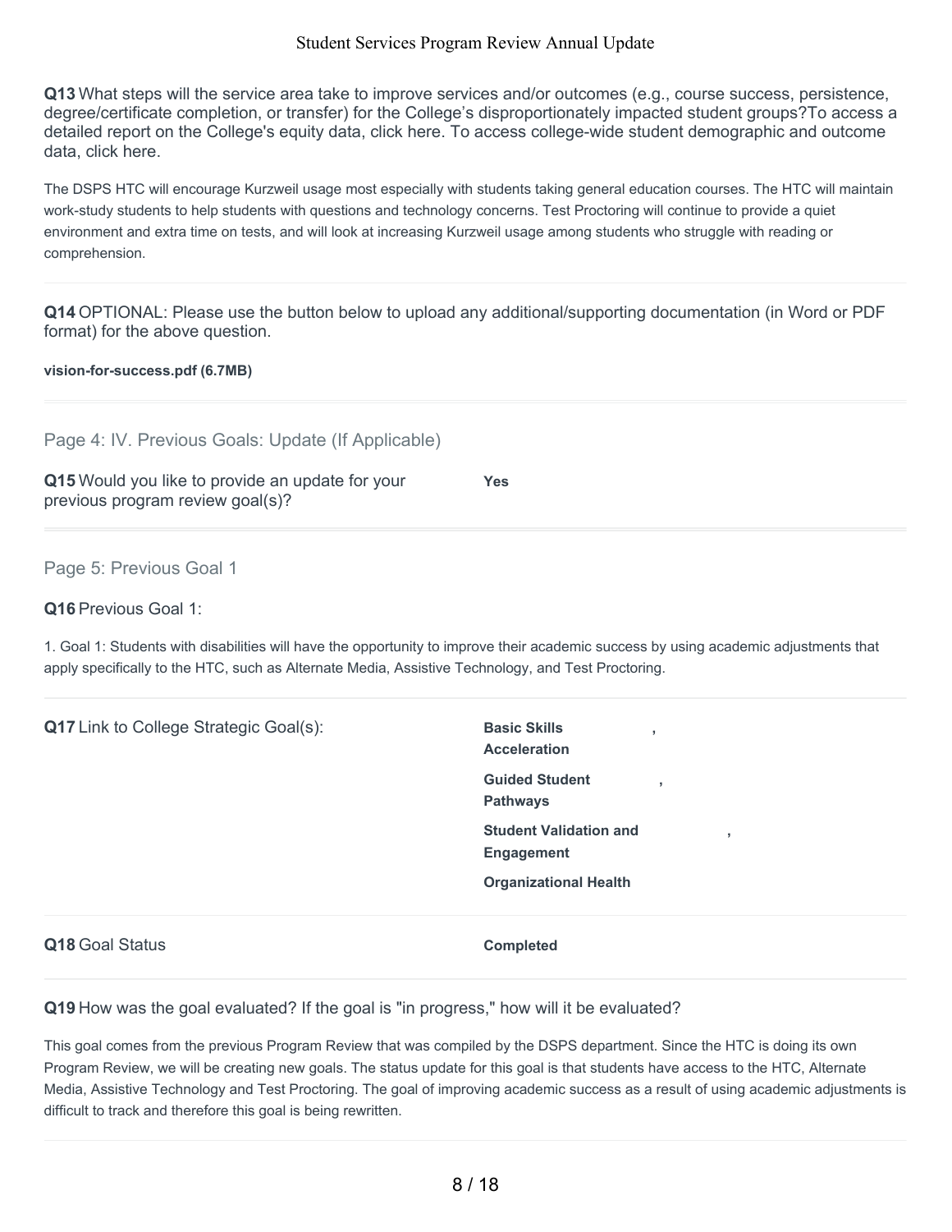**Q13** What steps will the service area take to improve services and/or outcomes (e.g., course success, persistence, degree/certificate completion, or transfer) for the College's disproportionately impacted student groups?To access a detailed report on the College's equity data, click here. To access college-wide student demographic and outcome data, click here.

The DSPS HTC will encourage Kurzweil usage most especially with students taking general education courses. The HTC will maintain work-study students to help students with questions and technology concerns. Test Proctoring will continue to provide a quiet environment and extra time on tests, and will look at increasing Kurzweil usage among students who struggle with reading or comprehension.

**Q14** OPTIONAL: Please use the button below to upload any additional/supporting documentation (in Word or PDF format) for the above question.

**vision-for-success.pdf (6.7MB)**

## Page 4: IV. Previous Goals: Update (If Applicable)

**Q15** Would you like to provide an update for your previous program review goal(s)?

**Yes**

## Page 5: Previous Goal 1

**Q16** Previous Goal 1:

1. Goal 1: Students with disabilities will have the opportunity to improve their academic success by using academic adjustments that apply specifically to the HTC, such as Alternate Media, Assistive Technology, and Test Proctoring.

**Q17** Link to College Strategic Goal(s):

**Basic Skills Acceleration**,
**Guided Student Pathways**,
**Student Validation and Engagement**,
**Organizational Health**

**Q18** Goal Status

**Completed**

**Q19** How was the goal evaluated? If the goal is "in progress," how will it be evaluated?

This goal comes from the previous Program Review that was compiled by the DSPS department. Since the HTC is doing its own Program Review, we will be creating new goals. The status update for this goal is that students have access to the HTC, Alternate Media, Assistive Technology and Test Proctoring. The goal of improving academic success as a result of using academic adjustments is difficult to track and therefore this goal is being rewritten.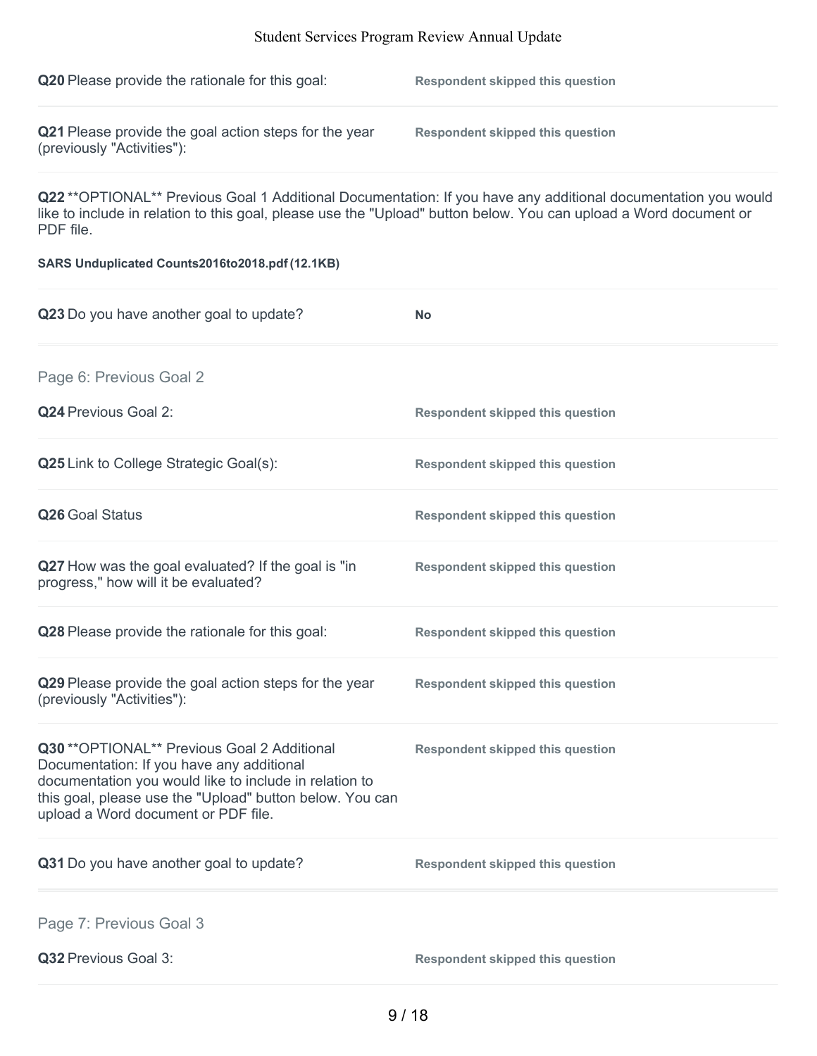**Q20** Please provide the rationale for this goal: **Respondent skipped this question**

**Q21** Please provide the goal action steps for the year (previously "Activities"): **Respondent skipped this question**

**Q22** **OPTIONAL** Previous Goal 1 Additional Documentation: If you have any additional documentation you would like to include in relation to this goal, please use the "Upload" button below. You can upload a Word document or PDF file.

**SARS Unduplicated Counts2016to2018.pdf (12.1KB)**

**Q23** Do you have another goal to update? **No**

## Page 6: Previous Goal 2

**Q24** Previous Goal 2: **Respondent skipped this question**

**Q25** Link to College Strategic Goal(s): **Respondent skipped this question**

**Q26** Goal Status **Respondent skipped this question**

**Q27** How was the goal evaluated? If the goal is "in progress," how will it be evaluated? **Respondent skipped this question**

**Q28** Please provide the rationale for this goal: **Respondent skipped this question**

**Q29** Please provide the goal action steps for the year (previously "Activities"): **Respondent skipped this question**

**Q30** **OPTIONAL** Previous Goal 2 Additional Documentation: If you have any additional documentation you would like to include in relation to this goal, please use the "Upload" button below. You can upload a Word document or PDF file. **Respondent skipped this question**

**Q31** Do you have another goal to update? **Respondent skipped this question**

## Page 7: Previous Goal 3

**Q32** Previous Goal 3: **Respondent skipped this question**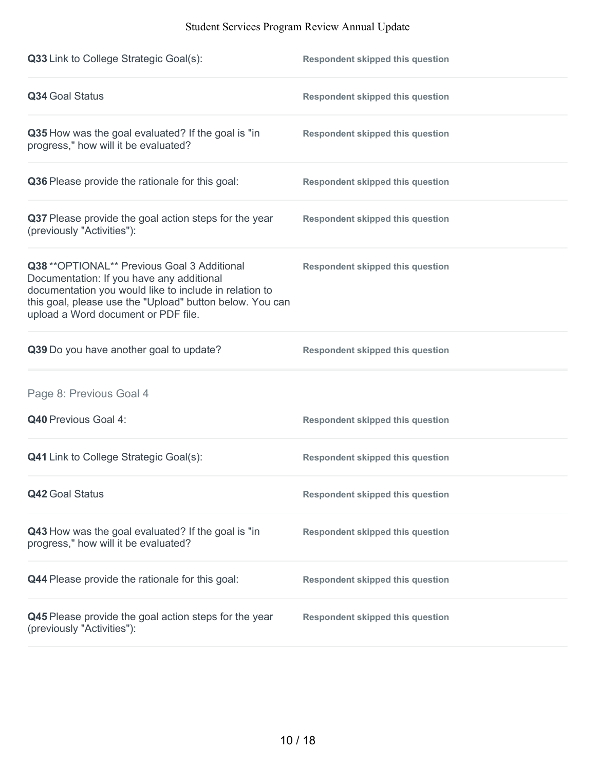**Q33** Link to College Strategic Goal(s):

**Respondent skipped this question**

**Q34** Goal Status

**Respondent skipped this question**

**Q35** How was the goal evaluated? If the goal is "in progress," how will it be evaluated?

**Respondent skipped this question**

**Q36** Please provide the rationale for this goal:

**Respondent skipped this question**

**Q37** Please provide the goal action steps for the year (previously "Activities"):

**Respondent skipped this question**

**Q38** **OPTIONAL** Previous Goal 3 Additional Documentation: If you have any additional documentation you would like to include in relation to this goal, please use the "Upload" button below. You can upload a Word document or PDF file.

**Respondent skipped this question**

**Q39** Do you have another goal to update?

**Respondent skipped this question**

## Page 8: Previous Goal 4

**Q40** Previous Goal 4:

**Respondent skipped this question**

**Q41** Link to College Strategic Goal(s):

**Respondent skipped this question**

**Q42** Goal Status

**Respondent skipped this question**

**Q43** How was the goal evaluated? If the goal is "in progress," how will it be evaluated?

**Respondent skipped this question**

**Q44** Please provide the rationale for this goal:

**Respondent skipped this question**

**Q45** Please provide the goal action steps for the year (previously "Activities"):

**Respondent skipped this question**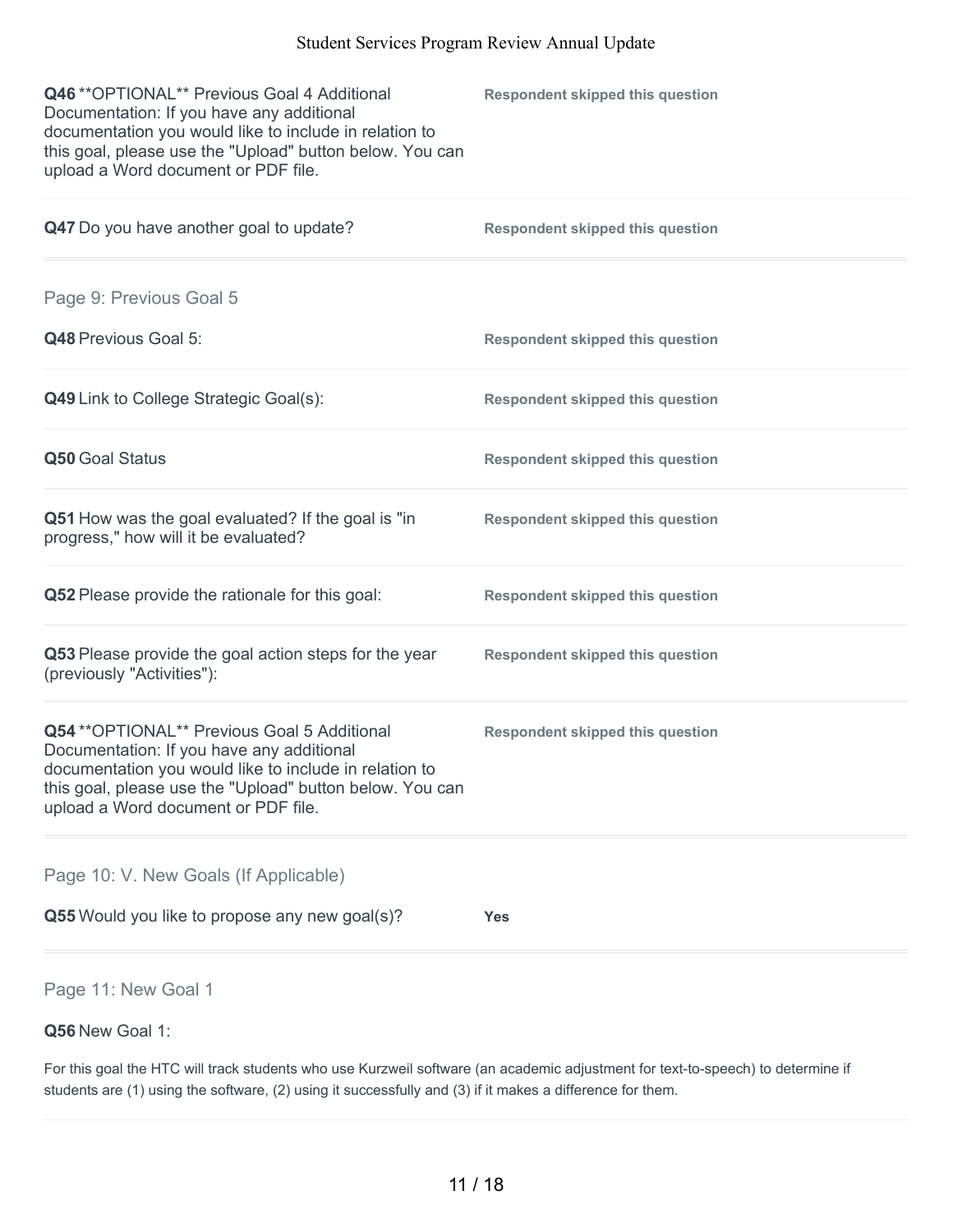**Q46** **OPTIONAL** Previous Goal 4 Additional Documentation: If you have any additional documentation you would like to include in relation to this goal, please use the "Upload" button below. You can upload a Word document or PDF file.

**Respondent skipped this question**

**Q47** Do you have another goal to update?

**Respondent skipped this question**

## Page 9: Previous Goal 5

**Q48** Previous Goal 5:

**Respondent skipped this question**

**Q49** Link to College Strategic Goal(s):

**Respondent skipped this question**

**Q50** Goal Status

**Respondent skipped this question**

**Q51** How was the goal evaluated? If the goal is "in progress," how will it be evaluated?

**Respondent skipped this question**

**Q52** Please provide the rationale for this goal:

**Respondent skipped this question**

**Q53** Please provide the goal action steps for the year (previously "Activities"):

**Respondent skipped this question**

**Q54** **OPTIONAL** Previous Goal 5 Additional Documentation: If you have any additional documentation you would like to include in relation to this goal, please use the "Upload" button below. You can upload a Word document or PDF file.

**Respondent skipped this question**

## Page 10: V. New Goals (If Applicable)

**Q55** Would you like to propose any new goal(s)?

**Yes**

## Page 11: New Goal 1

**Q56** New Goal 1:

For this goal the HTC will track students who use Kurzweil software (an academic adjustment for text-to-speech) to determine if students are (1) using the software, (2) using it successfully and (3) if it makes a difference for them.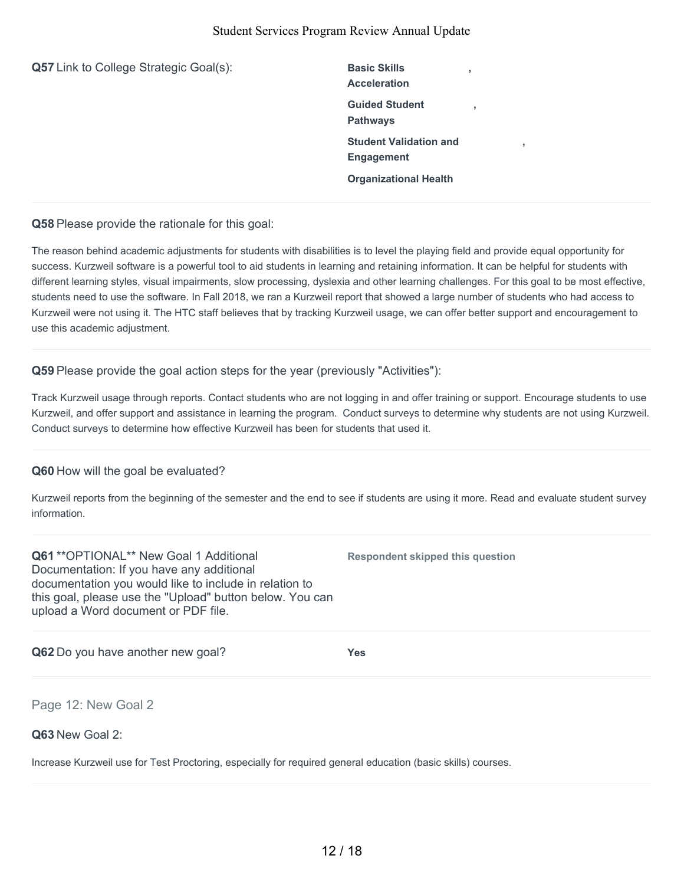**Q57** Link to College Strategic Goal(s):

**Basic Skills Acceleration**,
**Guided Student Pathways**,
**Student Validation and Engagement**,
**Organizational Health**

**Q58** Please provide the rationale for this goal:

The reason behind academic adjustments for students with disabilities is to level the playing field and provide equal opportunity for success. Kurzweil software is a powerful tool to aid students in learning and retaining information. It can be helpful for students with different learning styles, visual impairments, slow processing, dyslexia and other learning challenges. For this goal to be most effective, students need to use the software. In Fall 2018, we ran a Kurzweil report that showed a large number of students who had access to Kurzweil were not using it. The HTC staff believes that by tracking Kurzweil usage, we can offer better support and encouragement to use this academic adjustment.

**Q59** Please provide the goal action steps for the year (previously "Activities"):

Track Kurzweil usage through reports. Contact students who are not logging in and offer training or support. Encourage students to use Kurzweil, and offer support and assistance in learning the program. Conduct surveys to determine why students are not using Kurzweil. Conduct surveys to determine how effective Kurzweil has been for students that used it.

**Q60** How will the goal be evaluated?

Kurzweil reports from the beginning of the semester and the end to see if students are using it more. Read and evaluate student survey information.

**Q61** **OPTIONAL** New Goal 1 Additional Documentation: If you have any additional documentation you would like to include in relation to this goal, please use the "Upload" button below. You can upload a Word document or PDF file.

**Respondent skipped this question**

**Q62** Do you have another new goal?

**Yes**

## Page 12: New Goal 2

**Q63** New Goal 2:

Increase Kurzweil use for Test Proctoring, especially for required general education (basic skills) courses.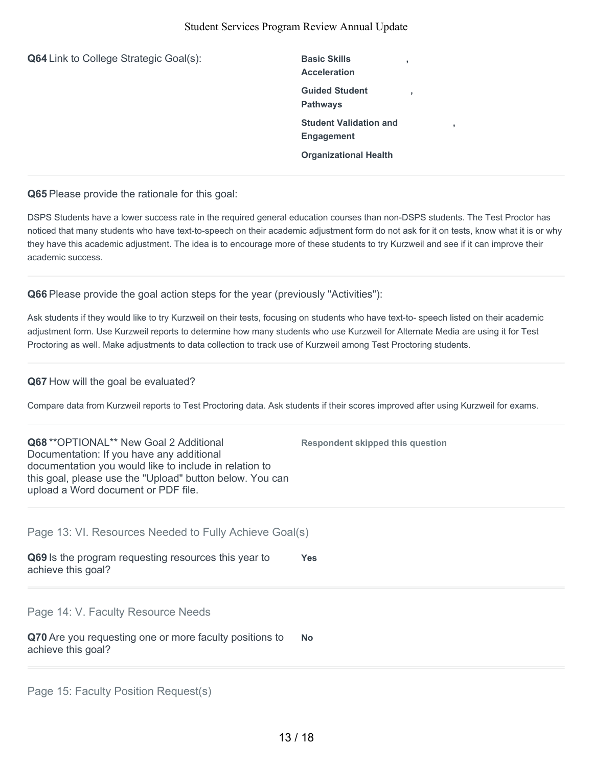**Q64** Link to College Strategic Goal(s):

**Basic Skills Acceleration**,
**Guided Student Pathways**,
**Student Validation and Engagement**,
**Organizational Health**

---

**Q65** Please provide the rationale for this goal:

DSPS Students have a lower success rate in the required general education courses than non-DSPS students. The Test Proctor has noticed that many students who have text-to-speech on their academic adjustment form do not ask for it on tests, know what it is or why they have this academic adjustment. The idea is to encourage more of these students to try Kurzweil and see if it can improve their academic success.

---

**Q66** Please provide the goal action steps for the year (previously "Activities"):

Ask students if they would like to try Kurzweil on their tests, focusing on students who have text-to- speech listed on their academic adjustment form. Use Kurzweil reports to determine how many students who use Kurzweil for Alternate Media are using it for Test Proctoring as well. Make adjustments to data collection to track use of Kurzweil among Test Proctoring students.

---

**Q67** How will the goal be evaluated?

Compare data from Kurzweil reports to Test Proctoring data. Ask students if their scores improved after using Kurzweil for exams.

---

**Q68** **OPTIONAL** New Goal 2 Additional Documentation: If you have any additional documentation you would like to include in relation to this goal, please use the "Upload" button below. You can upload a Word document or PDF file.

**Respondent skipped this question**

---

## Page 13: VI. Resources Needed to Fully Achieve Goal(s)

**Q69** Is the program requesting resources this year to achieve this goal?

**Yes**

---

## Page 14: V. Faculty Resource Needs

**Q70** Are you requesting one or more faculty positions to achieve this goal?

**No**

---

## Page 15: Faculty Position Request(s)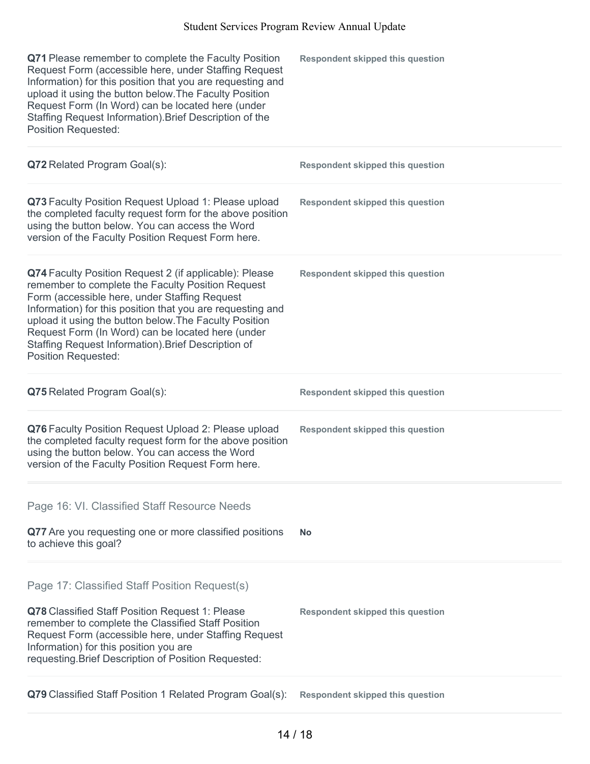**Q71** Please remember to complete the Faculty Position Request Form (accessible here, under Staffing Request Information) for this position that you are requesting and upload it using the button below.The Faculty Position Request Form (In Word) can be located here (under Staffing Request Information).Brief Description of the Position Requested:

**Respondent skipped this question**

**Q72** Related Program Goal(s):

**Respondent skipped this question**

**Q73** Faculty Position Request Upload 1: Please upload the completed faculty request form for the above position using the button below. You can access the Word version of the Faculty Position Request Form here.

**Respondent skipped this question**

**Q74** Faculty Position Request 2 (if applicable): Please remember to complete the Faculty Position Request Form (accessible here, under Staffing Request Information) for this position that you are requesting and upload it using the button below.The Faculty Position Request Form (In Word) can be located here (under Staffing Request Information).Brief Description of Position Requested:

**Respondent skipped this question**

**Q75** Related Program Goal(s):

**Respondent skipped this question**

**Q76** Faculty Position Request Upload 2: Please upload the completed faculty request form for the above position using the button below. You can access the Word version of the Faculty Position Request Form here.

**Respondent skipped this question**

## Page 16: VI. Classified Staff Resource Needs

**Q77** Are you requesting one or more classified positions to achieve this goal?

**No**

## Page 17: Classified Staff Position Request(s)

**Q78** Classified Staff Position Request 1: Please remember to complete the Classified Staff Position Request Form (accessible here, under Staffing Request Information) for this position you are requesting.Brief Description of Position Requested:

**Respondent skipped this question**

**Q79** Classified Staff Position 1 Related Program Goal(s):

**Respondent skipped this question**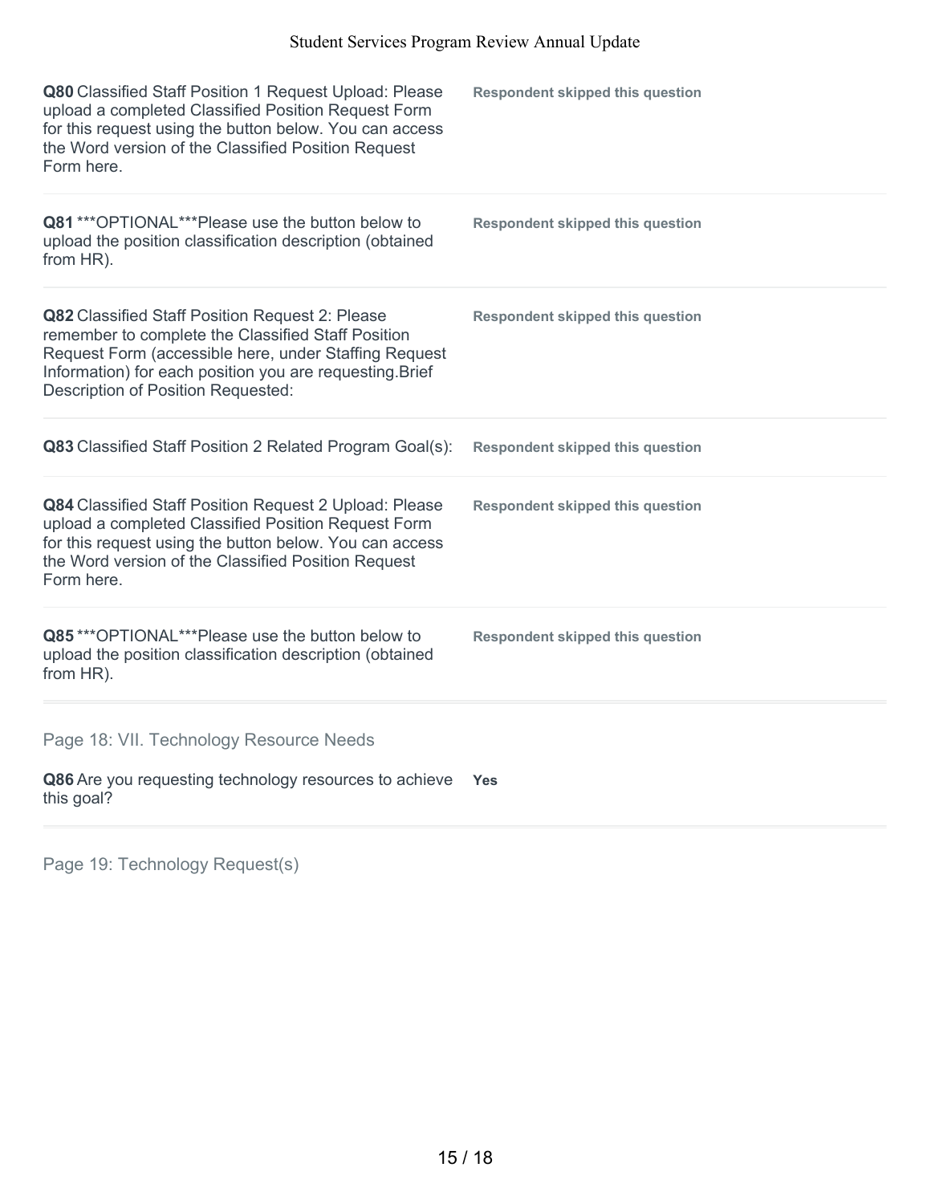**Q80** Classified Staff Position 1 Request Upload: Please upload a completed Classified Position Request Form for this request using the button below. You can access the Word version of the Classified Position Request Form here.

**Respondent skipped this question**

**Q81** ***OPTIONAL***Please use the button below to upload the position classification description (obtained from HR).

**Respondent skipped this question**

**Q82** Classified Staff Position Request 2: Please remember to complete the Classified Staff Position Request Form (accessible here, under Staffing Request Information) for each position you are requesting.Brief Description of Position Requested:

**Respondent skipped this question**

**Q83** Classified Staff Position 2 Related Program Goal(s):

**Respondent skipped this question**

**Q84** Classified Staff Position Request 2 Upload: Please upload a completed Classified Position Request Form for this request using the button below. You can access the Word version of the Classified Position Request Form here.

**Respondent skipped this question**

**Q85** ***OPTIONAL***Please use the button below to upload the position classification description (obtained from HR).

**Respondent skipped this question**

## Page 18: VII. Technology Resource Needs

**Q86** Are you requesting technology resources to achieve this goal?

**Yes**

## Page 19: Technology Request(s)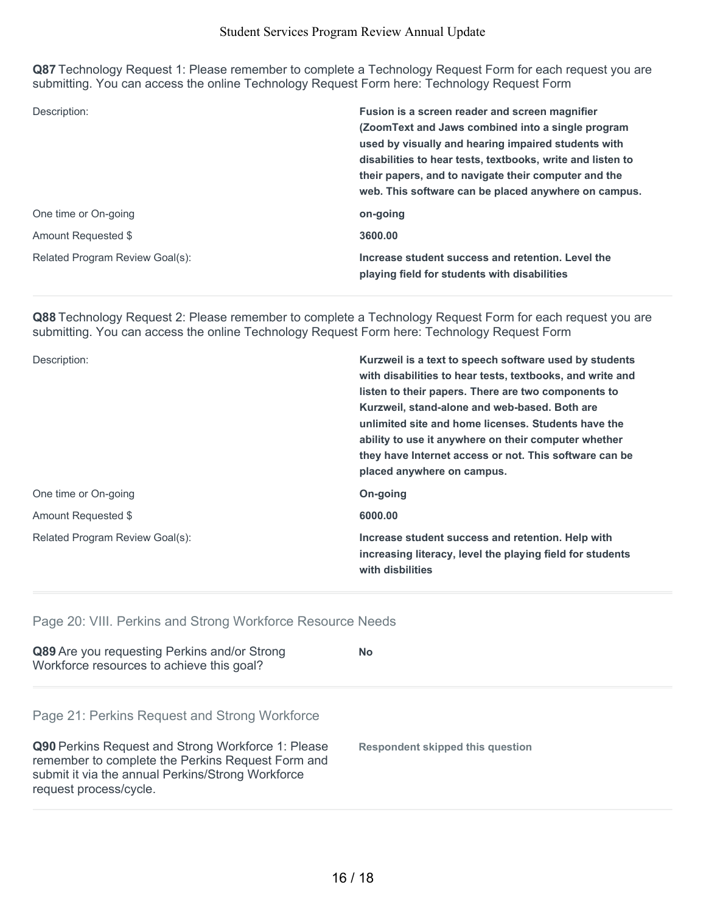**Q87** Technology Request 1: Please remember to complete a Technology Request Form for each request you are submitting. You can access the online Technology Request Form here: Technology Request Form

| | |
|---|---|
| Description: | **Fusion is a screen reader and screen magnifier (ZoomText and Jaws combined into a single program used by visually and hearing impaired students with disabilities to hear tests, textbooks, write and listen to their papers, and to navigate their computer and the web. This software can be placed anywhere on campus.** |
| One time or On-going | **on-going** |
| Amount Requested $ | **3600.00** |
| Related Program Review Goal(s): | **Increase student success and retention. Level the playing field for students with disabilities** |

**Q88** Technology Request 2: Please remember to complete a Technology Request Form for each request you are submitting. You can access the online Technology Request Form here: Technology Request Form

| | |
|---|---|
| Description: | **Kurzweil is a text to speech software used by students with disabilities to hear tests, textbooks, and write and listen to their papers. There are two components to Kurzweil, stand-alone and web-based. Both are unlimited site and home licenses. Students have the ability to use it anywhere on their computer whether they have Internet access or not. This software can be placed anywhere on campus.** |
| One time or On-going | **On-going** |
| Amount Requested $ | **6000.00** |
| Related Program Review Goal(s): | **Increase student success and retention. Help with increasing literacy, level the playing field for students with disbilities** |

## Page 20: VIII. Perkins and Strong Workforce Resource Needs

| | |
|---|---|
| **Q89** Are you requesting Perkins and/or Strong Workforce resources to achieve this goal? | **No** |

## Page 21: Perkins Request and Strong Workforce

| | |
|---|---|
| **Q90** Perkins Request and Strong Workforce 1: Please remember to complete the Perkins Request Form and submit it via the annual Perkins/Strong Workforce request process/cycle. | **Respondent skipped this question** |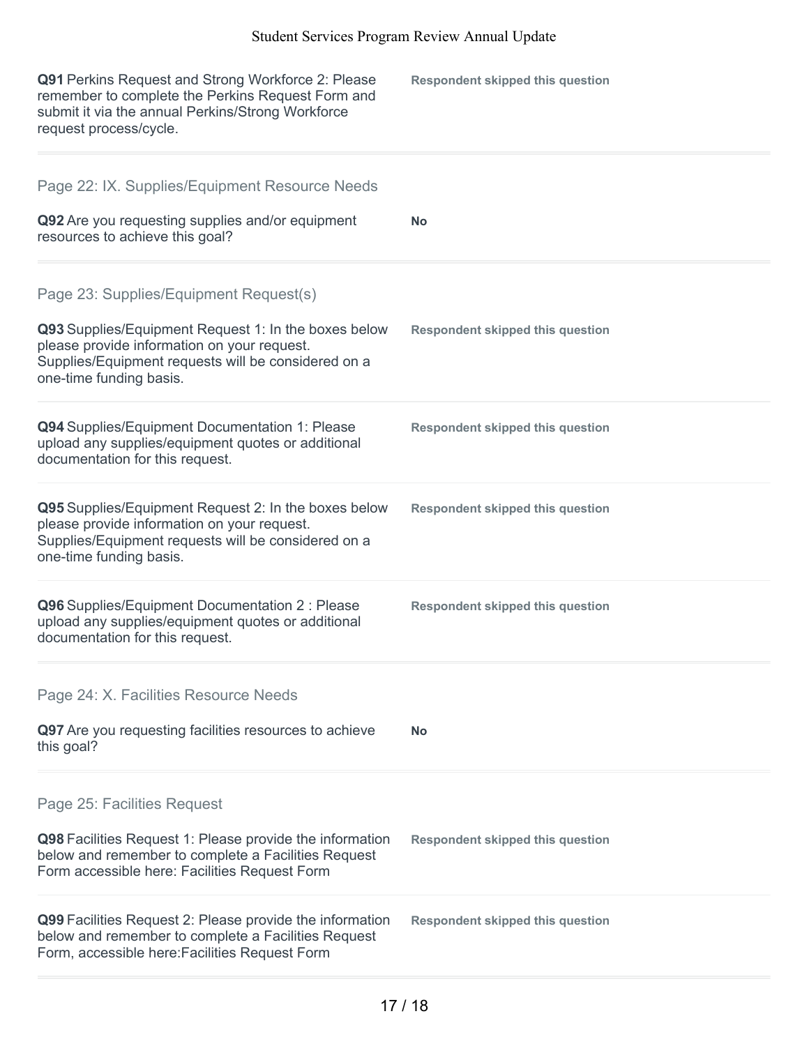**Q91** Perkins Request and Strong Workforce 2: Please remember to complete the Perkins Request Form and submit it via the annual Perkins/Strong Workforce request process/cycle.

**Respondent skipped this question**

## Page 22: IX. Supplies/Equipment Resource Needs

**Q92** Are you requesting supplies and/or equipment resources to achieve this goal?

**No**

## Page 23: Supplies/Equipment Request(s)

**Q93** Supplies/Equipment Request 1: In the boxes below please provide information on your request. Supplies/Equipment requests will be considered on a one-time funding basis.

**Respondent skipped this question**

**Q94** Supplies/Equipment Documentation 1: Please upload any supplies/equipment quotes or additional documentation for this request.

**Respondent skipped this question**

**Q95** Supplies/Equipment Request 2: In the boxes below please provide information on your request. Supplies/Equipment requests will be considered on a one-time funding basis.

**Respondent skipped this question**

**Q96** Supplies/Equipment Documentation 2 : Please upload any supplies/equipment quotes or additional documentation for this request.

**Respondent skipped this question**

## Page 24: X. Facilities Resource Needs

**Q97** Are you requesting facilities resources to achieve this goal?

**No**

## Page 25: Facilities Request

**Q98** Facilities Request 1: Please provide the information below and remember to complete a Facilities Request Form accessible here: Facilities Request Form

**Respondent skipped this question**

**Q99** Facilities Request 2: Please provide the information below and remember to complete a Facilities Request Form, accessible here:Facilities Request Form

**Respondent skipped this question**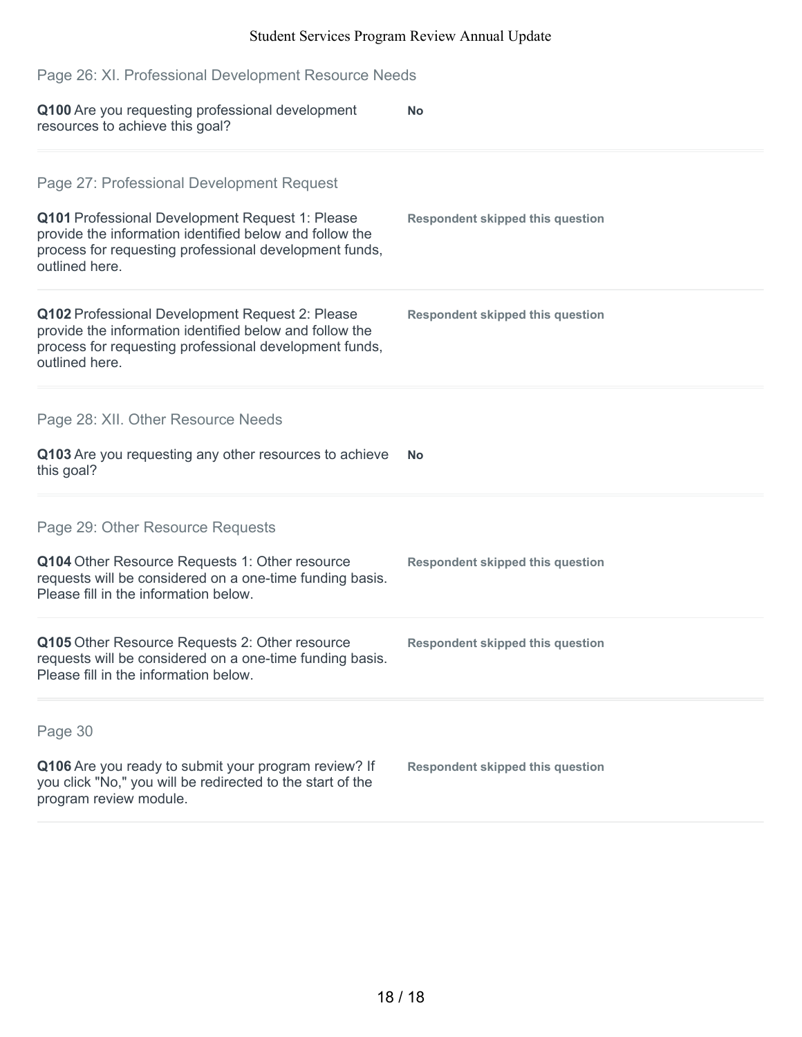## Page 26: XI. Professional Development Resource Needs

| | |
|---|---|
| **Q100** Are you requesting professional development resources to achieve this goal? | **No** |

## Page 27: Professional Development Request

| | |
|---|---|
| **Q101** Professional Development Request 1: Please provide the information identified below and follow the process for requesting professional development funds, outlined here. | **Respondent skipped this question** |
| **Q102** Professional Development Request 2: Please provide the information identified below and follow the process for requesting professional development funds, outlined here. | **Respondent skipped this question** |

## Page 28: XII. Other Resource Needs

| | |
|---|---|
| **Q103** Are you requesting any other resources to achieve this goal? | **No** |

## Page 29: Other Resource Requests

| | |
|---|---|
| **Q104** Other Resource Requests 1: Other resource requests will be considered on a one-time funding basis. Please fill in the information below. | **Respondent skipped this question** |
| **Q105** Other Resource Requests 2: Other resource requests will be considered on a one-time funding basis. Please fill in the information below. | **Respondent skipped this question** |

## Page 30

| | |
|---|---|
| **Q106** Are you ready to submit your program review? If you click "No," you will be redirected to the start of the program review module. | **Respondent skipped this question** |